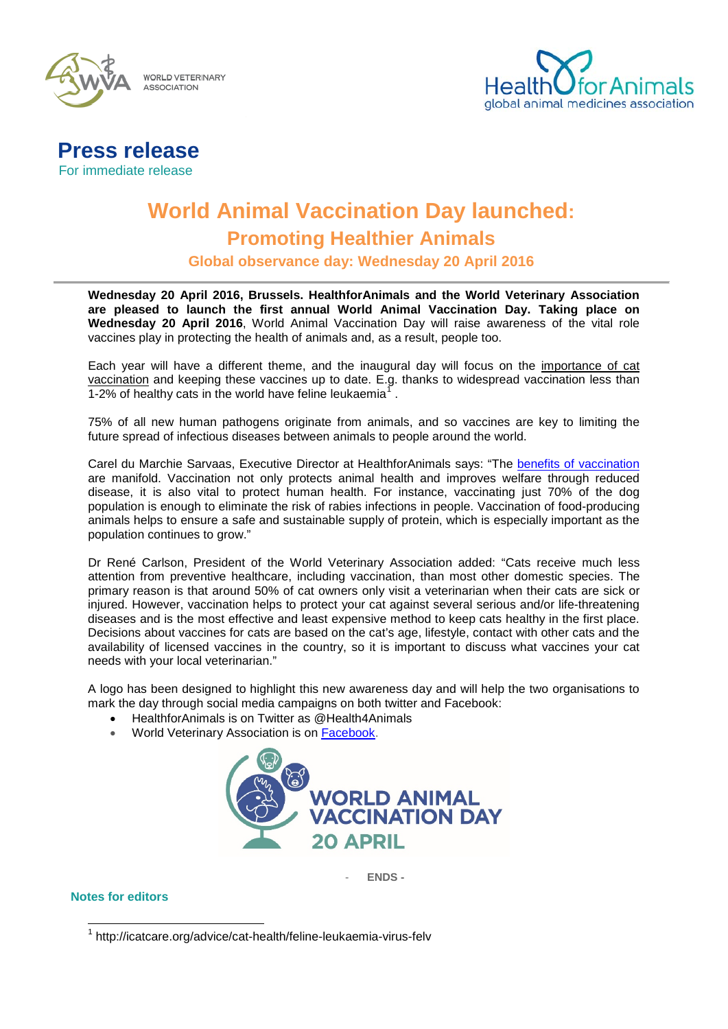WORLD VETERINARY ASSOCIATION

Health for Animals
global animal medicines association

# Press release

For immediate release

# World Animal Vaccination Day launched:

## Promoting Healthier Animals

### Global observance day: Wednesday 20 April 2016

**Wednesday 20 April 2016, Brussels. HealthforAnimals and the World Veterinary Association are pleased to launch the first annual World Animal Vaccination Day. Taking place on Wednesday 20 April 2016**, World Animal Vaccination Day will raise awareness of the vital role vaccines play in protecting the health of animals and, as a result, people too.

Each year will have a different theme, and the inaugural day will focus on the importance of cat vaccination and keeping these vaccines up to date. E.g. thanks to widespread vaccination less than 1-2% of healthy cats in the world have feline leukaemia[1] .

75% of all new human pathogens originate from animals, and so vaccines are key to limiting the future spread of infectious diseases between animals to people around the world.

Carel du Marchie Sarvaas, Executive Director at HealthforAnimals says: "The benefits of vaccination are manifold. Vaccination not only protects animal health and improves welfare through reduced disease, it is also vital to protect human health. For instance, vaccinating just 70% of the dog population is enough to eliminate the risk of rabies infections in people. Vaccination of food-producing animals helps to ensure a safe and sustainable supply of protein, which is especially important as the population continues to grow."

Dr René Carlson, President of the World Veterinary Association added: "Cats receive much less attention from preventive healthcare, including vaccination, than most other domestic species. The primary reason is that around 50% of cat owners only visit a veterinarian when their cats are sick or injured. However, vaccination helps to protect your cat against several serious and/or life-threatening diseases and is the most effective and least expensive method to keep cats healthy in the first place. Decisions about vaccines for cats are based on the cat's age, lifestyle, contact with other cats and the availability of licensed vaccines in the country, so it is important to discuss what vaccines your cat needs with your local veterinarian."

A logo has been designed to highlight this new awareness day and will help the two organisations to mark the day through social media campaigns on both twitter and Facebook:

- HealthforAnimals is on Twitter as @Health4Animals
- World Veterinary Association is on Facebook.

WORLD ANIMAL VACCINATION DAY 20 APRIL

- ENDS -

**Notes for editors**

[1] http://icatcare.org/advice/cat-health/feline-leukaemia-virus-felv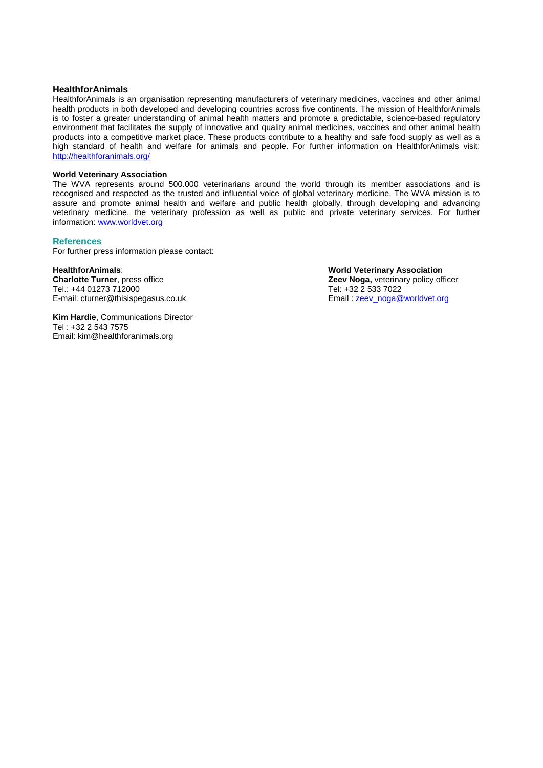### HealthforAnimals

HealthforAnimals is an organisation representing manufacturers of veterinary medicines, vaccines and other animal health products in both developed and developing countries across five continents. The mission of HealthforAnimals is to foster a greater understanding of animal health matters and promote a predictable, science-based regulatory environment that facilitates the supply of innovative and quality animal medicines, vaccines and other animal health products into a competitive market place. These products contribute to a healthy and safe food supply as well as a high standard of health and welfare for animals and people. For further information on HealthforAnimals visit: http://healthforanimals.org/

**World Veterinary Association**

The WVA represents around 500.000 veterinarians around the world through its member associations and is recognised and respected as the trusted and influential voice of global veterinary medicine. The WVA mission is to assure and promote animal health and welfare and public health globally, through developing and advancing veterinary medicine, the veterinary profession as well as public and private veterinary services. For further information: www.worldvet.org

### References

For further press information please contact:

**HealthforAnimals**:
**Charlotte Turner**, press office
Tel.: +44 01273 712000
E-mail: cturner@thisispegasus.co.uk

**Kim Hardie**, Communications Director
Tel : +32 2 543 7575
Email: kim@healthforanimals.org

**World Veterinary Association**
**Zeev Noga,** veterinary policy officer
Tel: +32 2 533 7022
Email : zeev_noga@worldvet.org